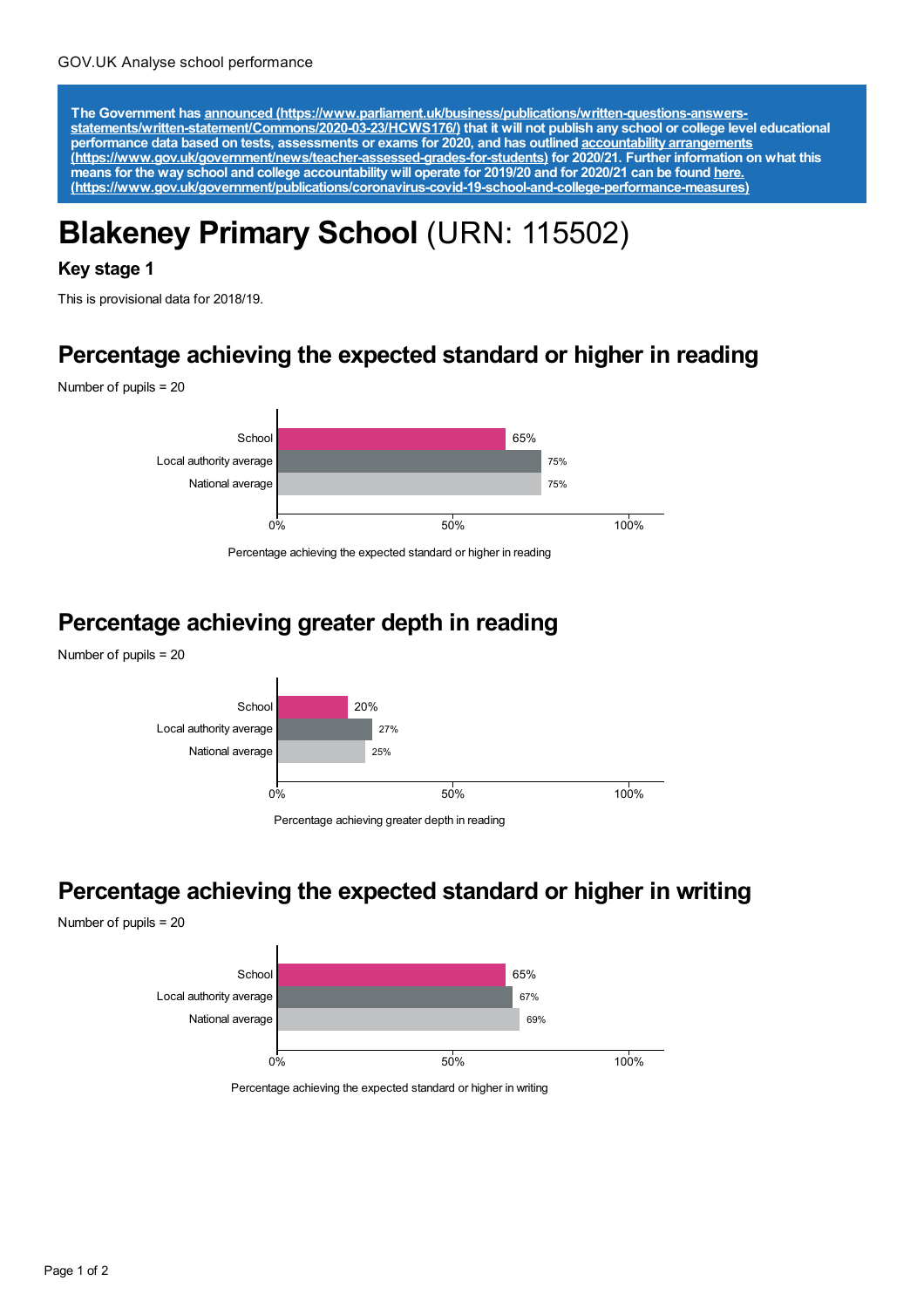**The Government has [announced (https://www.parliament.uk/business/publications/written-questions-answers-statements/written-statement/Commons/2020-03-23/HCWS176/)](https://www.parliament.uk/business/publications/written-questions-answers-statements/written-statement/Commons/2020-03-23/HCWS176/) that it will not publish any school or college level educational performance data based on tests, assessments or exams for 2020, and has outlined [accountability arrangements (https://www.gov.uk/government/news/teacher-assessed-grades-for-students)](https://www.gov.uk/government/news/teacher-assessed-grades-for-students) for 2020/21. Further information on what this means for the way school and college accountability will operate for 2019/20 and for 2020/21 can be found [here. (https://www.gov.uk/government/publications/coronavirus-covid-19-school-and-college-performance-measures)](https://www.gov.uk/government/publications/coronavirus-covid-19-school-and-college-performance-measures)**

# **Blakeney Primary School** (URN: 115502)

### Key stage 1

This is provisional data for 2018/19.

## Percentage achieving the expected standard or higher in reading

Number of pupils = 20

| | Percentage achieving the expected standard or higher in reading |
|---|---|
| School | 65% |
| Local authority average | 75% |
| National average | 75% |

## Percentage achieving greater depth in reading

Number of pupils = 20

| | Percentage achieving greater depth in reading |
|---|---|
| School | 20% |
| Local authority average | 27% |
| National average | 25% |

## Percentage achieving the expected standard or higher in writing

Number of pupils = 20

| | Percentage achieving the expected standard or higher in writing |
|---|---|
| School | 65% |
| Local authority average | 67% |
| National average | 69% |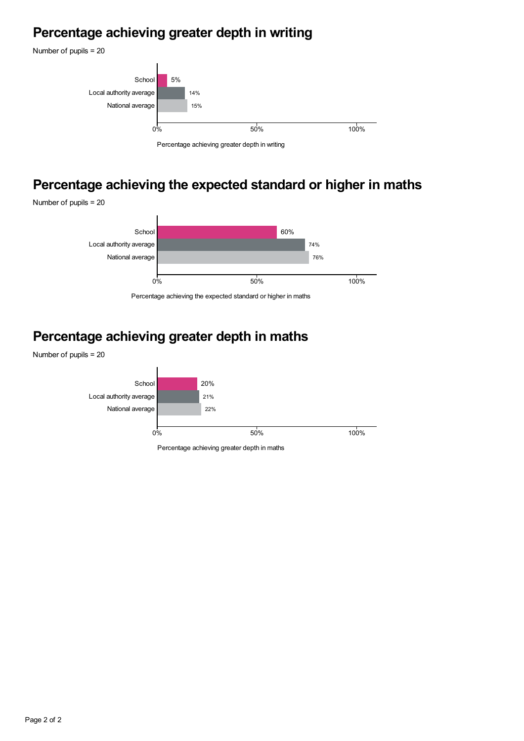## Percentage achieving greater depth in writing

Number of pupils = 20

School 5%
Local authority average 14%
National average 15%

0% 50% 100%

Percentage achieving greater depth in writing

## Percentage achieving the expected standard or higher in maths

Number of pupils = 20

School 60%
Local authority average 74%
National average 76%

0% 50% 100%

Percentage achieving the expected standard or higher in maths

## Percentage achieving greater depth in maths

Number of pupils = 20

School 20%
Local authority average 21%
National average 22%

0% 50% 100%

Percentage achieving greater depth in maths